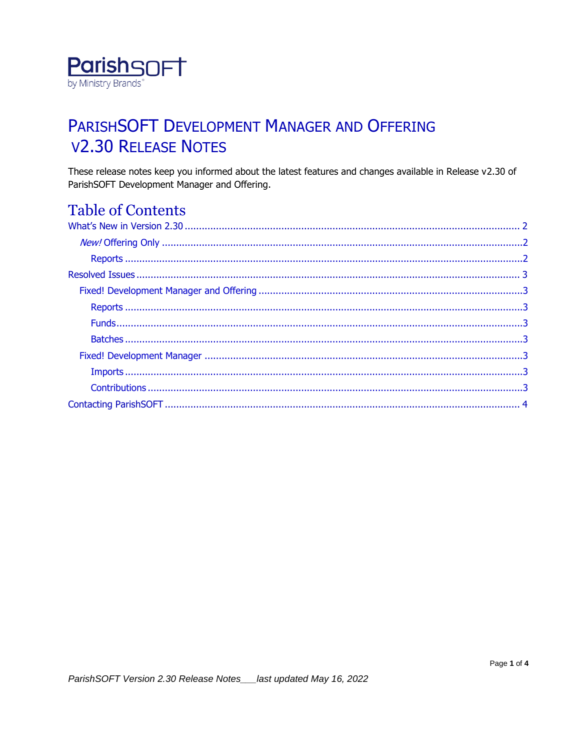ParishSOFT
by Ministry Brands

# ParishSOFT Development Manager and Offering v2.30 Release Notes

These release notes keep you informed about the latest features and changes available in Release v2.30 of ParishSOFT Development Manager and Offering.

## Table of Contents

- What's New in Version 2.30 ... 2
  - *New!* Offering Only ... 2
    - Reports ... 2
- Resolved Issues ... 3
  - Fixed! Development Manager and Offering ... 3
    - Reports ... 3
    - Funds ... 3
    - Batches ... 3
  - Fixed! Development Manager ... 3
    - Imports ... 3
    - Contributions ... 3
- Contacting ParishSOFT ... 4

*ParishSOFT Version 2.30 Release Notes___last updated May 16, 2022*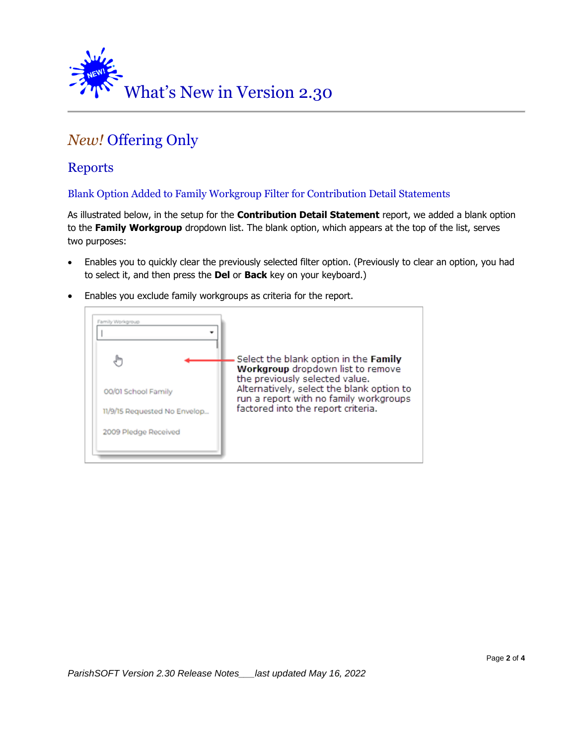# What's New in Version 2.30

## *New!* Offering Only

### Reports

#### Blank Option Added to Family Workgroup Filter for Contribution Detail Statements

As illustrated below, in the setup for the **Contribution Detail Statement** report, we added a blank option to the **Family Workgroup** dropdown list. The blank option, which appears at the top of the list, serves two purposes:

- Enables you to quickly clear the previously selected filter option. (Previously to clear an option, you had to select it, and then press the **Del** or **Back** key on your keyboard.)
- Enables you exclude family workgroups as criteria for the report.

Family Workgroup

00/01 School Family

11/9/15 Requested No Envelop...

2009 Pledge Received

Select the blank option in the **Family Workgroup** dropdown list to remove the previously selected value. Alternatively, select the blank option to run a report with no family workgroups factored into the report criteria.

*ParishSOFT Version 2.30 Release Notes___last updated May 16, 2022*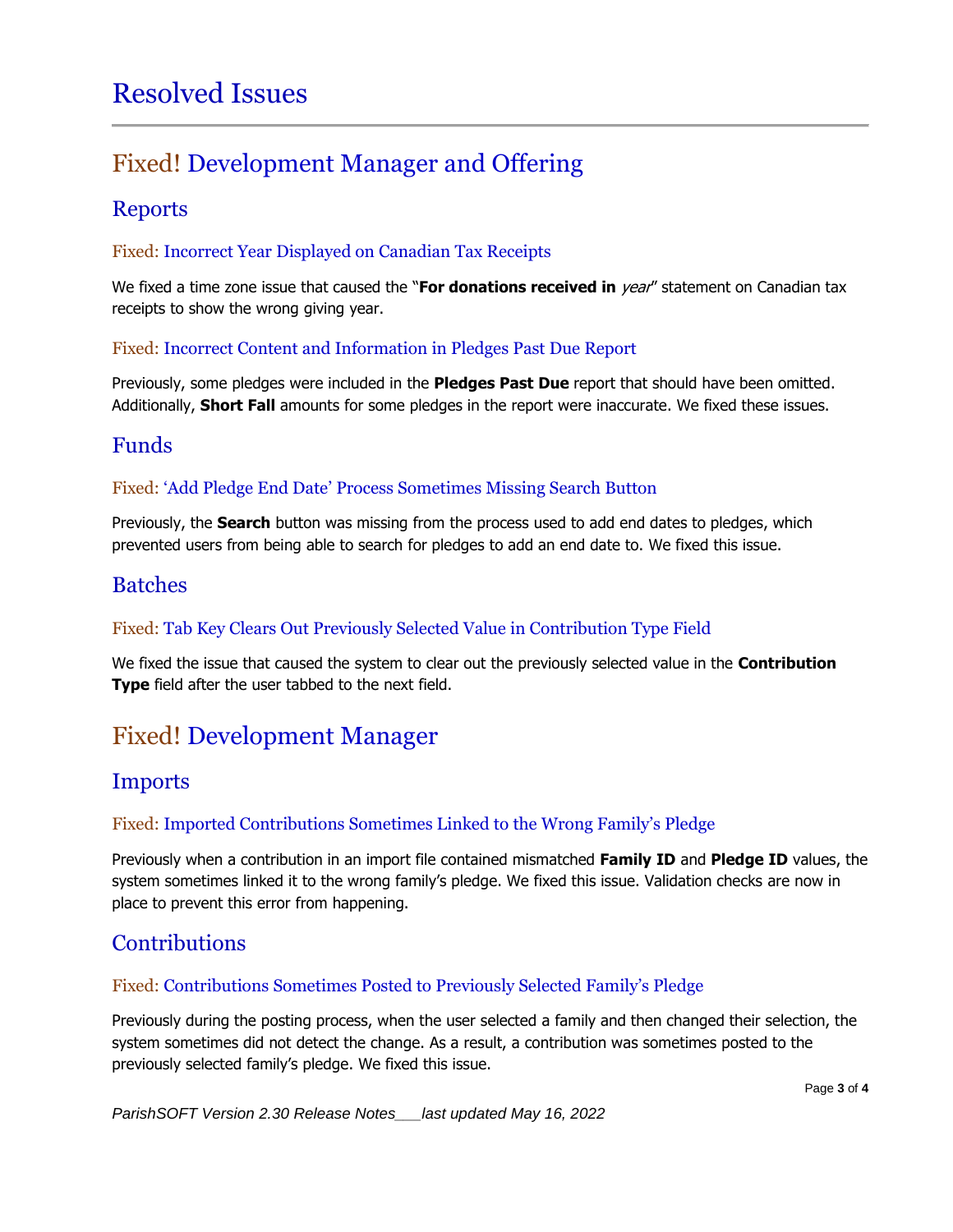# Resolved Issues

## Fixed! Development Manager and Offering

### Reports

#### Fixed: Incorrect Year Displayed on Canadian Tax Receipts

We fixed a time zone issue that caused the "**For donations received in** *year*" statement on Canadian tax receipts to show the wrong giving year.

#### Fixed: Incorrect Content and Information in Pledges Past Due Report

Previously, some pledges were included in the **Pledges Past Due** report that should have been omitted. Additionally, **Short Fall** amounts for some pledges in the report were inaccurate. We fixed these issues.

### Funds

#### Fixed: 'Add Pledge End Date' Process Sometimes Missing Search Button

Previously, the **Search** button was missing from the process used to add end dates to pledges, which prevented users from being able to search for pledges to add an end date to. We fixed this issue.

### Batches

#### Fixed: Tab Key Clears Out Previously Selected Value in Contribution Type Field

We fixed the issue that caused the system to clear out the previously selected value in the **Contribution Type** field after the user tabbed to the next field.

## Fixed! Development Manager

### Imports

#### Fixed: Imported Contributions Sometimes Linked to the Wrong Family's Pledge

Previously when a contribution in an import file contained mismatched **Family ID** and **Pledge ID** values, the system sometimes linked it to the wrong family's pledge. We fixed this issue. Validation checks are now in place to prevent this error from happening.

### Contributions

#### Fixed: Contributions Sometimes Posted to Previously Selected Family's Pledge

Previously during the posting process, when the user selected a family and then changed their selection, the system sometimes did not detect the change. As a result, a contribution was sometimes posted to the previously selected family's pledge. We fixed this issue.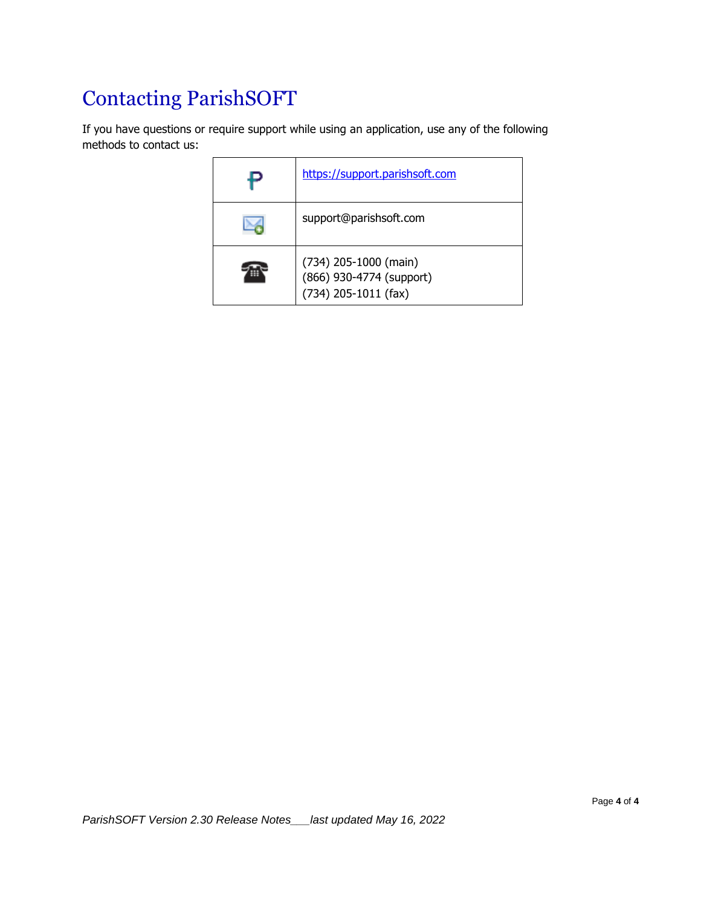# Contacting ParishSOFT

If you have questions or require support while using an application, use any of the following methods to contact us:

| | |
|---|---|
| | https://support.parishsoft.com |
| | support@parishsoft.com |
| | (734) 205-1000 (main)<br>(866) 930-4774 (support)<br>(734) 205-1011 (fax) |